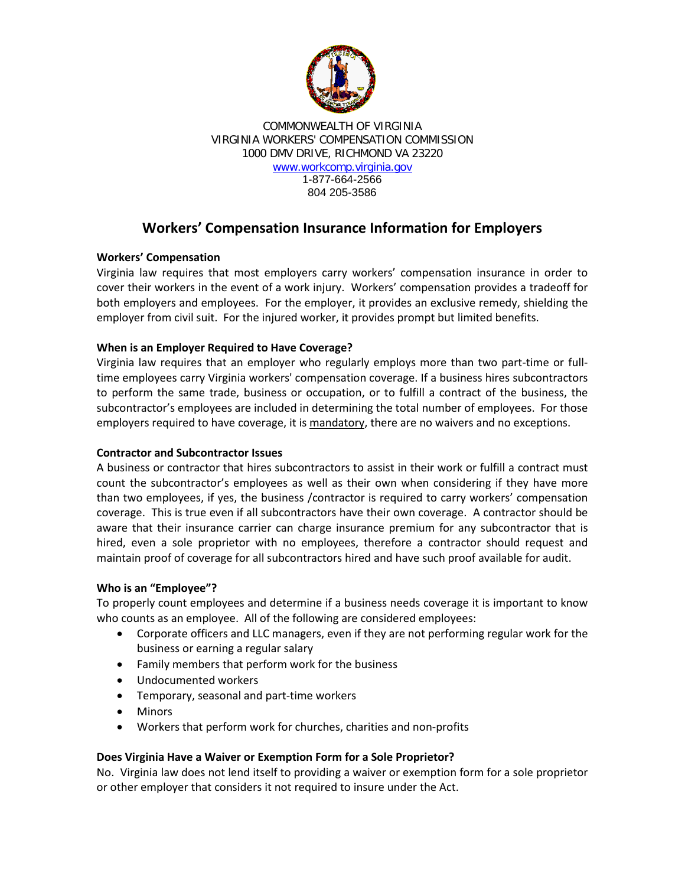COMMONWEALTH OF VIRGINIA
VIRGINIA WORKERS' COMPENSATION COMMISSION
1000 DMV DRIVE, RICHMOND VA 23220
www.workcomp.virginia.gov
1-877-664-2566
804 205-3586

# Workers' Compensation Insurance Information for Employers

**Workers' Compensation**

Virginia law requires that most employers carry workers' compensation insurance in order to cover their workers in the event of a work injury. Workers' compensation provides a tradeoff for both employers and employees. For the employer, it provides an exclusive remedy, shielding the employer from civil suit. For the injured worker, it provides prompt but limited benefits.

**When is an Employer Required to Have Coverage?**

Virginia law requires that an employer who regularly employs more than two part-time or full-time employees carry Virginia workers' compensation coverage. If a business hires subcontractors to perform the same trade, business or occupation, or to fulfill a contract of the business, the subcontractor's employees are included in determining the total number of employees. For those employers required to have coverage, it is mandatory, there are no waivers and no exceptions.

**Contractor and Subcontractor Issues**

A business or contractor that hires subcontractors to assist in their work or fulfill a contract must count the subcontractor's employees as well as their own when considering if they have more than two employees, if yes, the business /contractor is required to carry workers' compensation coverage. This is true even if all subcontractors have their own coverage. A contractor should be aware that their insurance carrier can charge insurance premium for any subcontractor that is hired, even a sole proprietor with no employees, therefore a contractor should request and maintain proof of coverage for all subcontractors hired and have such proof available for audit.

**Who is an "Employee"?**

To properly count employees and determine if a business needs coverage it is important to know who counts as an employee. All of the following are considered employees:

- Corporate officers and LLC managers, even if they are not performing regular work for the business or earning a regular salary
- Family members that perform work for the business
- Undocumented workers
- Temporary, seasonal and part-time workers
- Minors
- Workers that perform work for churches, charities and non-profits

**Does Virginia Have a Waiver or Exemption Form for a Sole Proprietor?**

No. Virginia law does not lend itself to providing a waiver or exemption form for a sole proprietor or other employer that considers it not required to insure under the Act.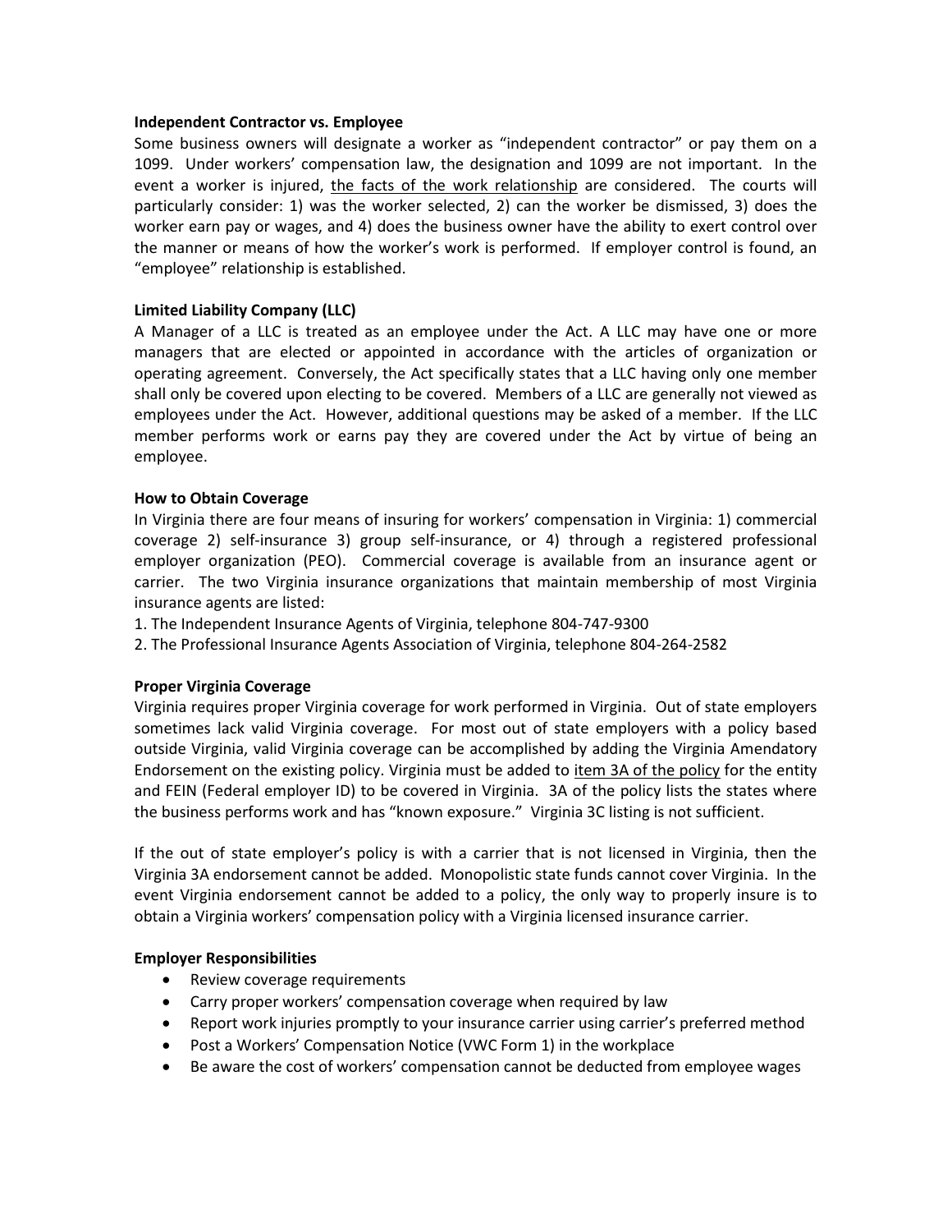**Independent Contractor vs. Employee**

Some business owners will designate a worker as "independent contractor" or pay them on a 1099. Under workers' compensation law, the designation and 1099 are not important. In the event a worker is injured, <u>the facts of the work relationship</u> are considered. The courts will particularly consider: 1) was the worker selected, 2) can the worker be dismissed, 3) does the worker earn pay or wages, and 4) does the business owner have the ability to exert control over the manner or means of how the worker's work is performed. If employer control is found, an "employee" relationship is established.

**Limited Liability Company (LLC)**

A Manager of a LLC is treated as an employee under the Act. A LLC may have one or more managers that are elected or appointed in accordance with the articles of organization or operating agreement. Conversely, the Act specifically states that a LLC having only one member shall only be covered upon electing to be covered. Members of a LLC are generally not viewed as employees under the Act. However, additional questions may be asked of a member. If the LLC member performs work or earns pay they are covered under the Act by virtue of being an employee.

**How to Obtain Coverage**

In Virginia there are four means of insuring for workers' compensation in Virginia: 1) commercial coverage 2) self-insurance 3) group self-insurance, or 4) through a registered professional employer organization (PEO). Commercial coverage is available from an insurance agent or carrier. The two Virginia insurance organizations that maintain membership of most Virginia insurance agents are listed:

1. The Independent Insurance Agents of Virginia, telephone 804-747-9300
2. The Professional Insurance Agents Association of Virginia, telephone 804-264-2582

**Proper Virginia Coverage**

Virginia requires proper Virginia coverage for work performed in Virginia. Out of state employers sometimes lack valid Virginia coverage. For most out of state employers with a policy based outside Virginia, valid Virginia coverage can be accomplished by adding the Virginia Amendatory Endorsement on the existing policy. Virginia must be added to <u>item 3A of the policy</u> for the entity and FEIN (Federal employer ID) to be covered in Virginia. 3A of the policy lists the states where the business performs work and has "known exposure." Virginia 3C listing is not sufficient.

If the out of state employer's policy is with a carrier that is not licensed in Virginia, then the Virginia 3A endorsement cannot be added. Monopolistic state funds cannot cover Virginia. In the event Virginia endorsement cannot be added to a policy, the only way to properly insure is to obtain a Virginia workers' compensation policy with a Virginia licensed insurance carrier.

**Employer Responsibilities**

- Review coverage requirements
- Carry proper workers' compensation coverage when required by law
- Report work injuries promptly to your insurance carrier using carrier's preferred method
- Post a Workers' Compensation Notice (VWC Form 1) in the workplace
- Be aware the cost of workers' compensation cannot be deducted from employee wages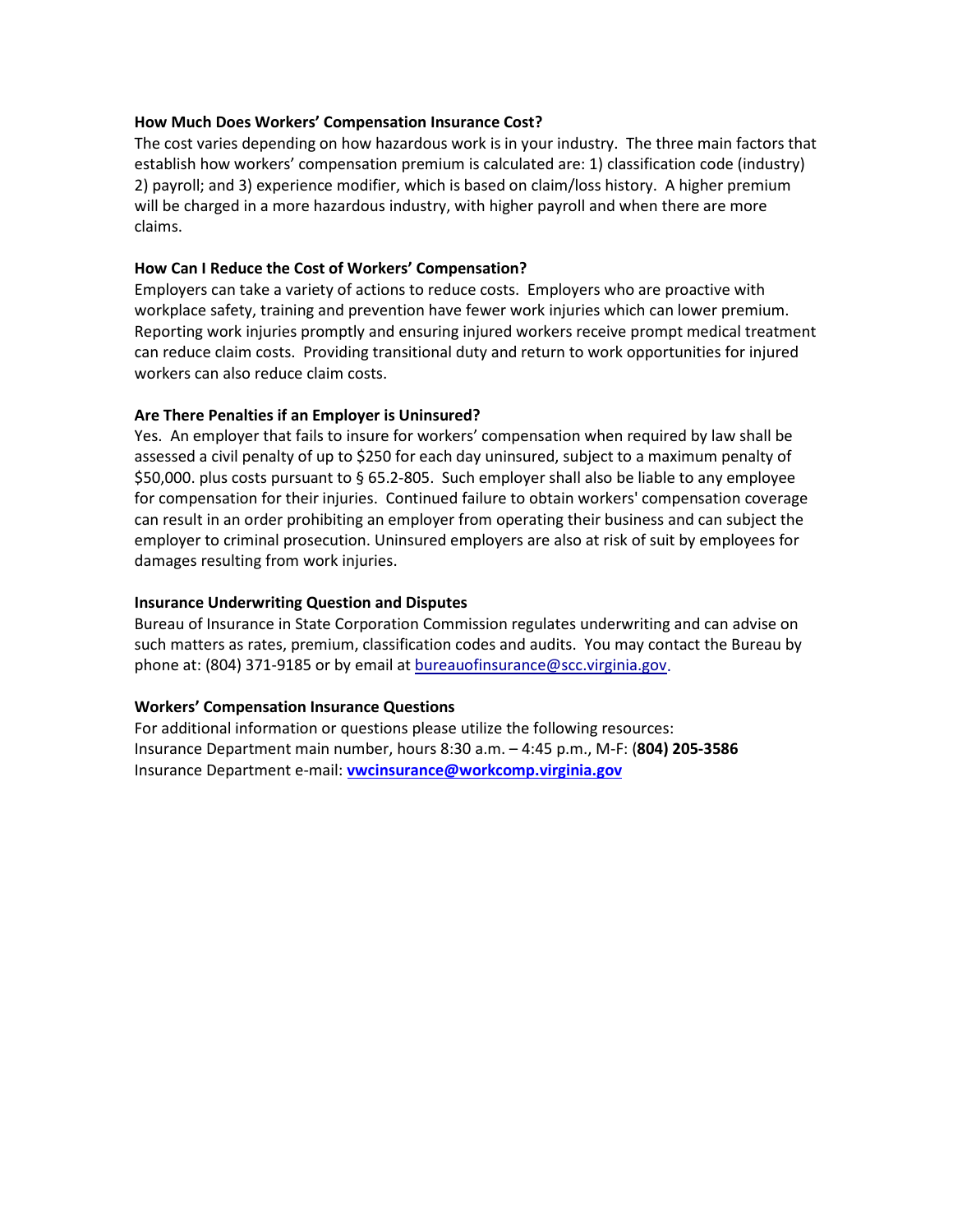**How Much Does Workers' Compensation Insurance Cost?**

The cost varies depending on how hazardous work is in your industry. The three main factors that establish how workers' compensation premium is calculated are: 1) classification code (industry) 2) payroll; and 3) experience modifier, which is based on claim/loss history. A higher premium will be charged in a more hazardous industry, with higher payroll and when there are more claims.

**How Can I Reduce the Cost of Workers' Compensation?**

Employers can take a variety of actions to reduce costs. Employers who are proactive with workplace safety, training and prevention have fewer work injuries which can lower premium. Reporting work injuries promptly and ensuring injured workers receive prompt medical treatment can reduce claim costs. Providing transitional duty and return to work opportunities for injured workers can also reduce claim costs.

**Are There Penalties if an Employer is Uninsured?**

Yes. An employer that fails to insure for workers' compensation when required by law shall be assessed a civil penalty of up to $250 for each day uninsured, subject to a maximum penalty of $50,000. plus costs pursuant to § 65.2-805. Such employer shall also be liable to any employee for compensation for their injuries. Continued failure to obtain workers' compensation coverage can result in an order prohibiting an employer from operating their business and can subject the employer to criminal prosecution. Uninsured employers are also at risk of suit by employees for damages resulting from work injuries.

**Insurance Underwriting Question and Disputes**

Bureau of Insurance in State Corporation Commission regulates underwriting and can advise on such matters as rates, premium, classification codes and audits. You may contact the Bureau by phone at: (804) 371-9185 or by email at bureauofinsurance@scc.virginia.gov.

**Workers' Compensation Insurance Questions**

For additional information or questions please utilize the following resources:
Insurance Department main number, hours 8:30 a.m. – 4:45 p.m., M-F: (**804) 205-3586**
Insurance Department e-mail: **vwcinsurance@workcomp.virginia.gov**